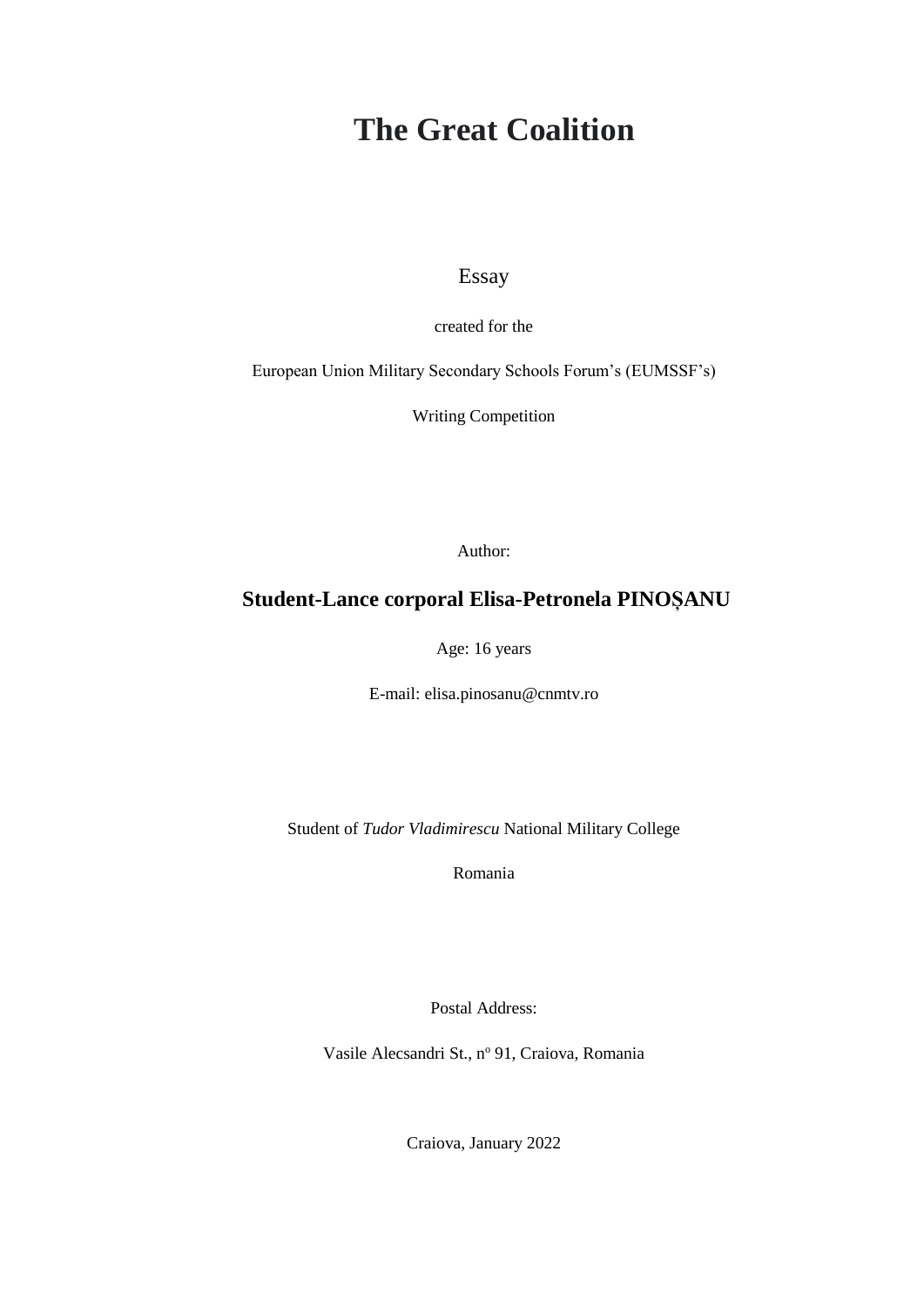# The Great Coalition

Essay

created for the

European Union Military Secondary Schools Forum's (EUMSSF's)

Writing Competition

Author:

**Student-Lance corporal Elisa-Petronela PINOȘANU**

Age: 16 years

E-mail: elisa.pinosanu@cnmtv.ro

Student of *Tudor Vladimirescu* National Military College

Romania

Postal Address:

Vasile Alecsandri St., n$^{o}$ 91, Craiova, Romania

Craiova, January 2022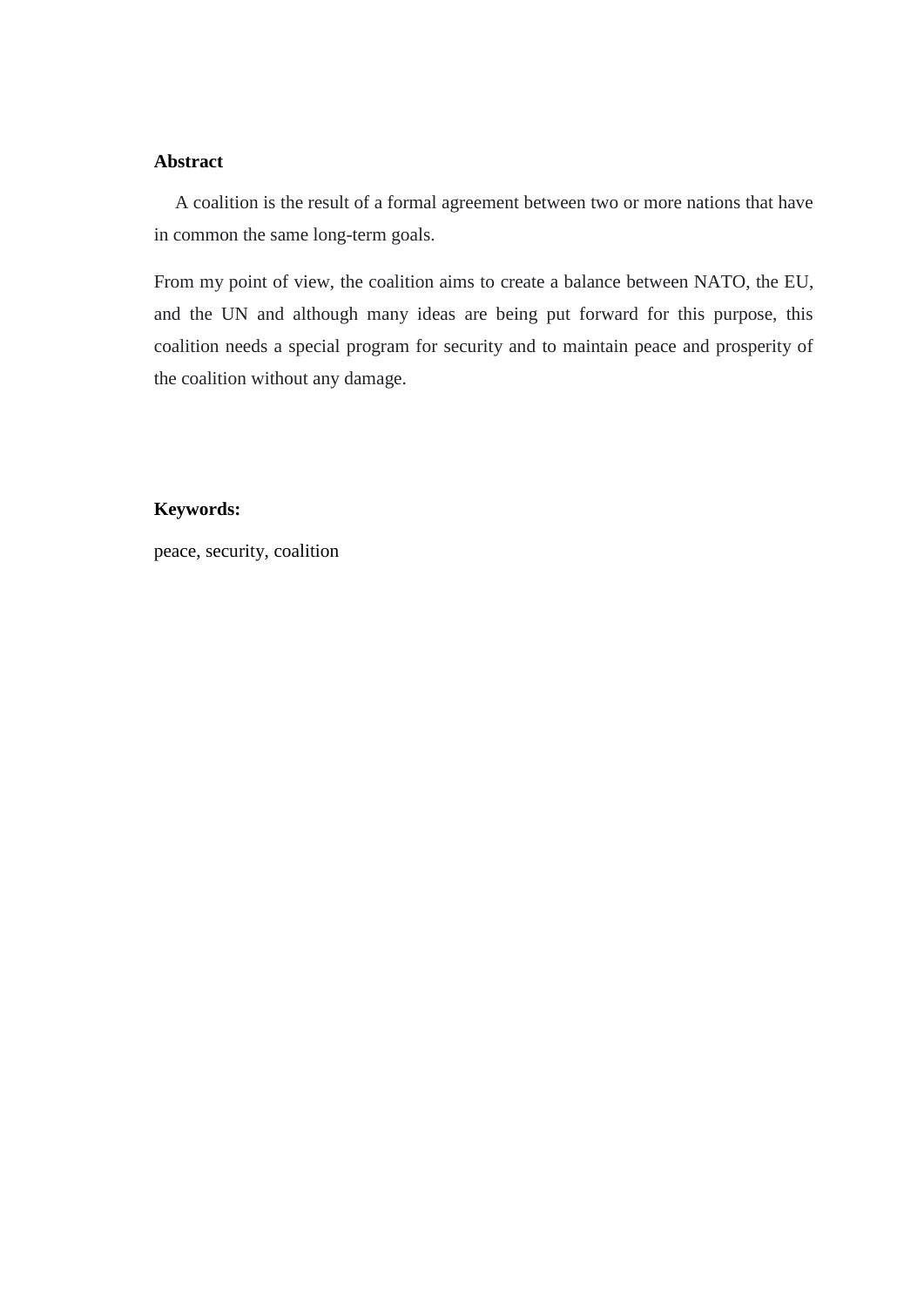**Abstract**

A coalition is the result of a formal agreement between two or more nations that have in common the same long-term goals.

From my point of view, the coalition aims to create a balance between NATO, the EU, and the UN and although many ideas are being put forward for this purpose, this coalition needs a special program for security and to maintain peace and prosperity of the coalition without any damage.

**Keywords:**

peace, security, coalition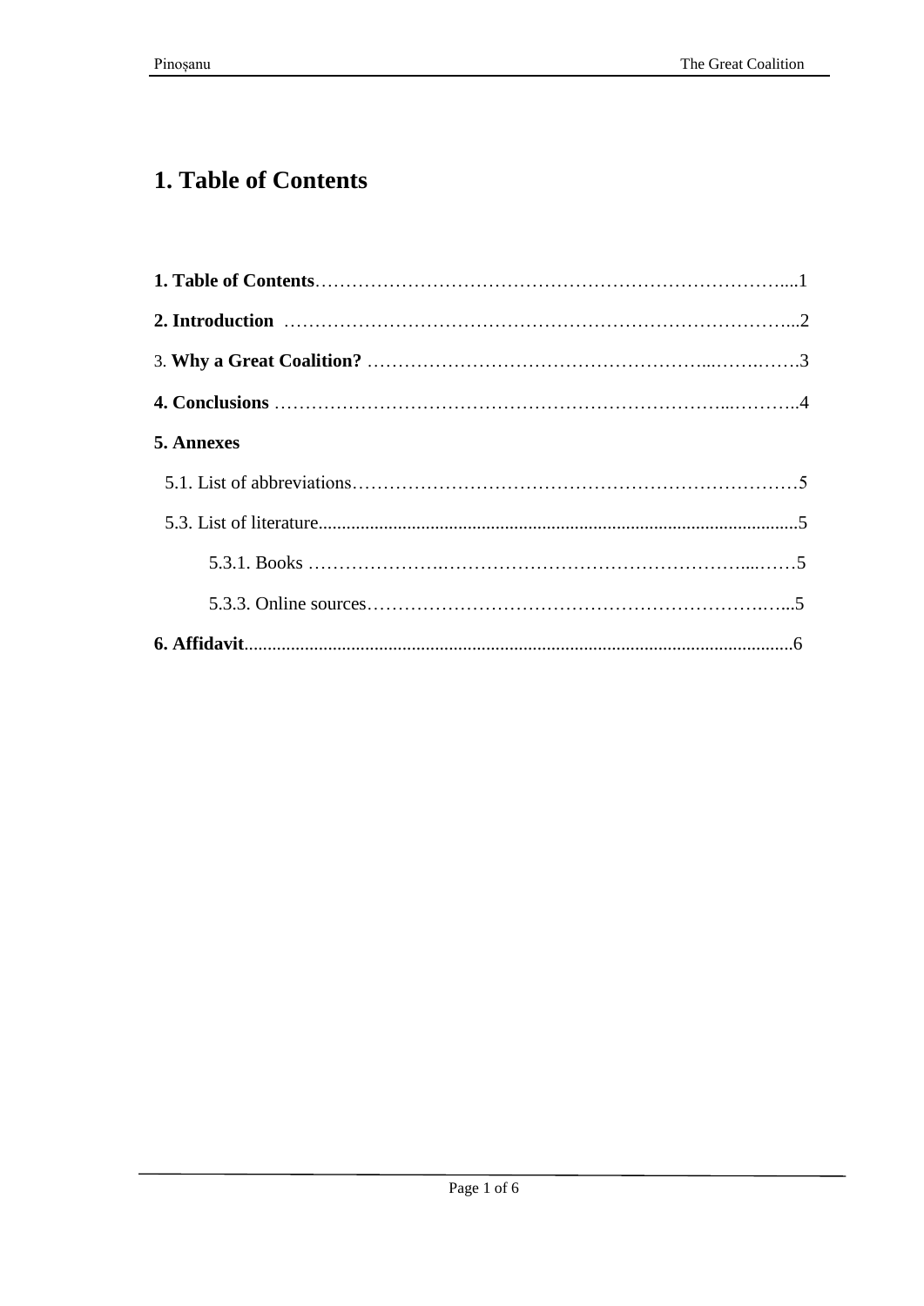# 1. Table of Contents

**1. Table of Contents**……………………………………………………………………....1

**2. Introduction** ………………………………………………………………………...2

3. **Why a Great Coalition?** ……………………………………………...…….…….3

**4. Conclusions** …………………………………………………………...………..4

**5. Annexes**

5.1. List of abbreviations…………………………………………………………………5

5.3. List of literature.......................................................................................................5

5.3.1. Books ………………….……………………………………………...……5

5.3.3. Online sources……………………………………………………….…...5

**6. Affidavit**....................................................................................................................6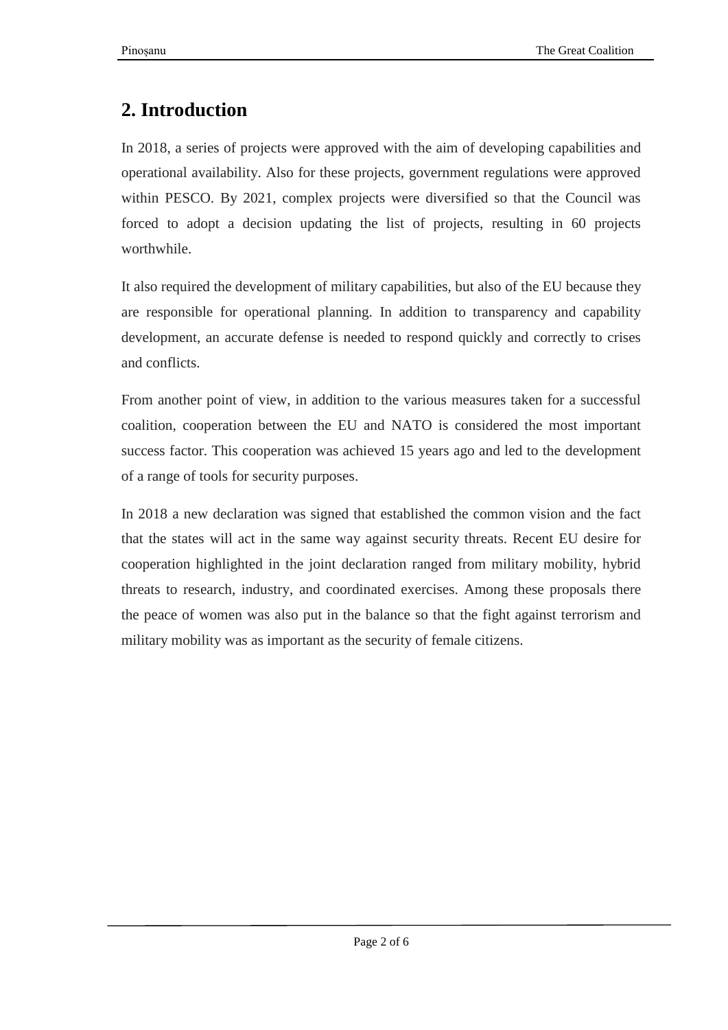## 2. Introduction

In 2018, a series of projects were approved with the aim of developing capabilities and operational availability. Also for these projects, government regulations were approved within PESCO. By 2021, complex projects were diversified so that the Council was forced to adopt a decision updating the list of projects, resulting in 60 projects worthwhile.

It also required the development of military capabilities, but also of the EU because they are responsible for operational planning. In addition to transparency and capability development, an accurate defense is needed to respond quickly and correctly to crises and conflicts.

From another point of view, in addition to the various measures taken for a successful coalition, cooperation between the EU and NATO is considered the most important success factor. This cooperation was achieved 15 years ago and led to the development of a range of tools for security purposes.

In 2018 a new declaration was signed that established the common vision and the fact that the states will act in the same way against security threats. Recent EU desire for cooperation highlighted in the joint declaration ranged from military mobility, hybrid threats to research, industry, and coordinated exercises. Among these proposals there the peace of women was also put in the balance so that the fight against terrorism and military mobility was as important as the security of female citizens.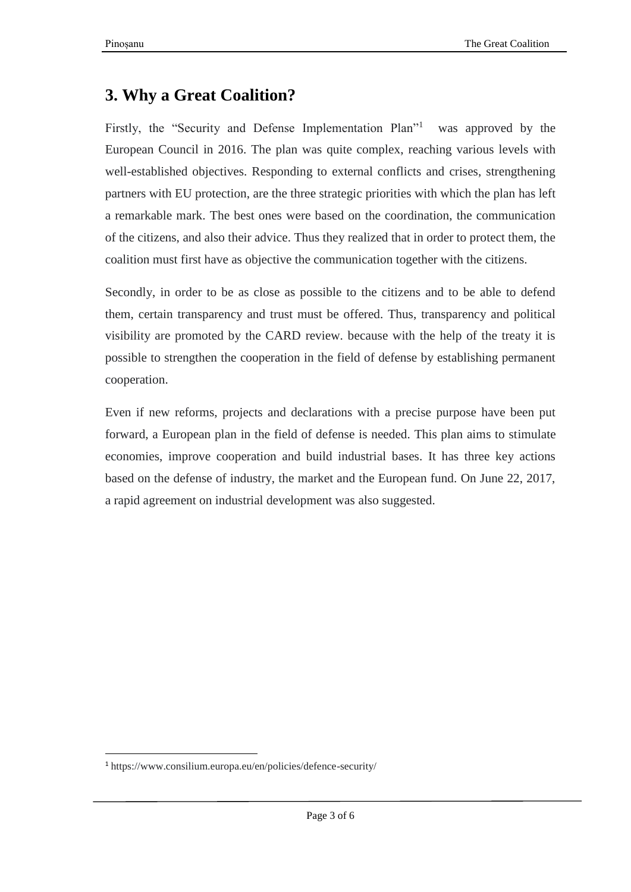## 3. Why a Great Coalition?

Firstly, the "Security and Defense Implementation Plan"[1] was approved by the European Council in 2016. The plan was quite complex, reaching various levels with well-established objectives. Responding to external conflicts and crises, strengthening partners with EU protection, are the three strategic priorities with which the plan has left a remarkable mark. The best ones were based on the coordination, the communication of the citizens, and also their advice. Thus they realized that in order to protect them, the coalition must first have as objective the communication together with the citizens.

Secondly, in order to be as close as possible to the citizens and to be able to defend them, certain transparency and trust must be offered. Thus, transparency and political visibility are promoted by the CARD review. because with the help of the treaty it is possible to strengthen the cooperation in the field of defense by establishing permanent cooperation.

Even if new reforms, projects and declarations with a precise purpose have been put forward, a European plan in the field of defense is needed. This plan aims to stimulate economies, improve cooperation and build industrial bases. It has three key actions based on the defense of industry, the market and the European fund. On June 22, 2017, a rapid agreement on industrial development was also suggested.

[1] https://www.consilium.europa.eu/en/policies/defence-security/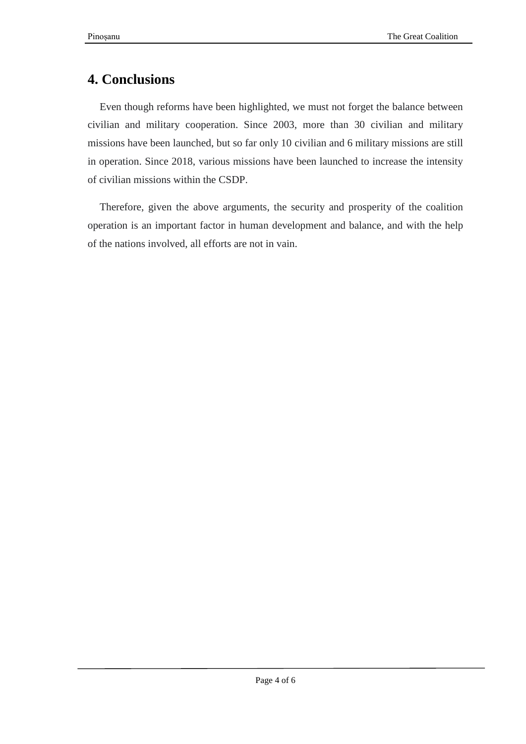## 4. Conclusions

Even though reforms have been highlighted, we must not forget the balance between civilian and military cooperation. Since 2003, more than 30 civilian and military missions have been launched, but so far only 10 civilian and 6 military missions are still in operation. Since 2018, various missions have been launched to increase the intensity of civilian missions within the CSDP.

Therefore, given the above arguments, the security and prosperity of the coalition operation is an important factor in human development and balance, and with the help of the nations involved, all efforts are not in vain.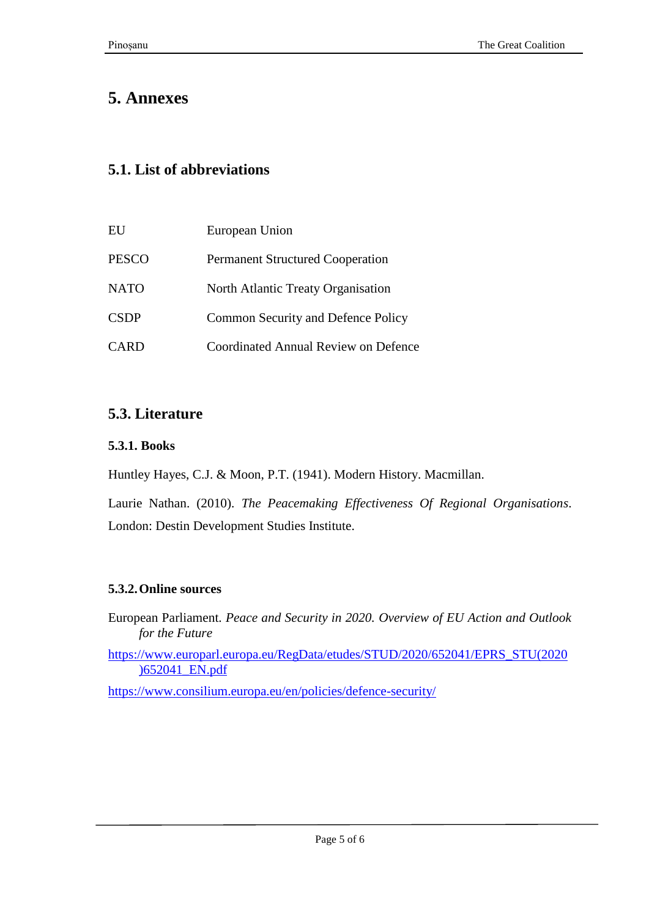# 5. Annexes

## 5.1. List of abbreviations

| | |
|---|---|
| EU | European Union |
| PESCO | Permanent Structured Cooperation |
| NATO | North Atlantic Treaty Organisation |
| CSDP | Common Security and Defence Policy |
| CARD | Coordinated Annual Review on Defence |

## 5.3. Literature

### 5.3.1. Books

Huntley Hayes, C.J. & Moon, P.T. (1941). Modern History. Macmillan.

Laurie Nathan. (2010). *The Peacemaking Effectiveness Of Regional Organisations*. London: Destin Development Studies Institute.

### 5.3.2. Online sources

European Parliament. *Peace and Security in 2020. Overview of EU Action and Outlook for the Future*

https://www.europarl.europa.eu/RegData/etudes/STUD/2020/652041/EPRS_STU(2020)652041_EN.pdf

https://www.consilium.europa.eu/en/policies/defence-security/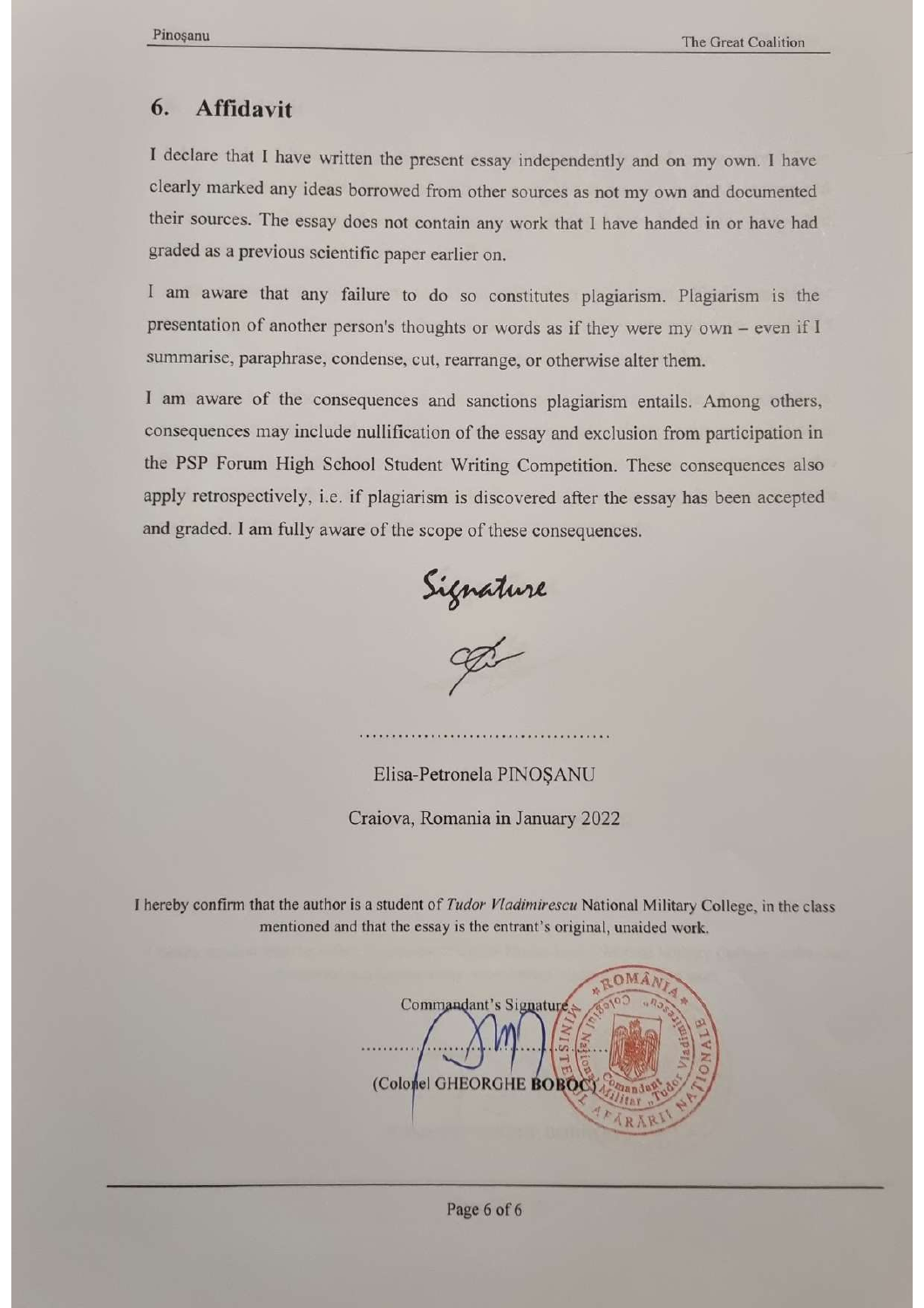## 6. Affidavit

I declare that I have written the present essay independently and on my own. I have clearly marked any ideas borrowed from other sources as not my own and documented their sources. The essay does not contain any work that I have handed in or have had graded as a previous scientific paper earlier on.

I am aware that any failure to do so constitutes plagiarism. Plagiarism is the presentation of another person's thoughts or words as if they were my own – even if I summarise, paraphrase, condense, cut, rearrange, or otherwise alter them.

I am aware of the consequences and sanctions plagiarism entails. Among others, consequences may include nullification of the essay and exclusion from participation in the PSP Forum High School Student Writing Competition. These consequences also apply retrospectively, i.e. if plagiarism is discovered after the essay has been accepted and graded. I am fully aware of the scope of these consequences.

Signature

......................................

Elisa-Petronela PINOȘANU

Craiova, Romania in January 2022

I hereby confirm that the author is a student of *Tudor Vladimirescu* National Military College, in the class mentioned and that the essay is the entrant's original, unaided work.

Commandant's Signature

......................................

(Colonel GHEORGHE BOBOC)